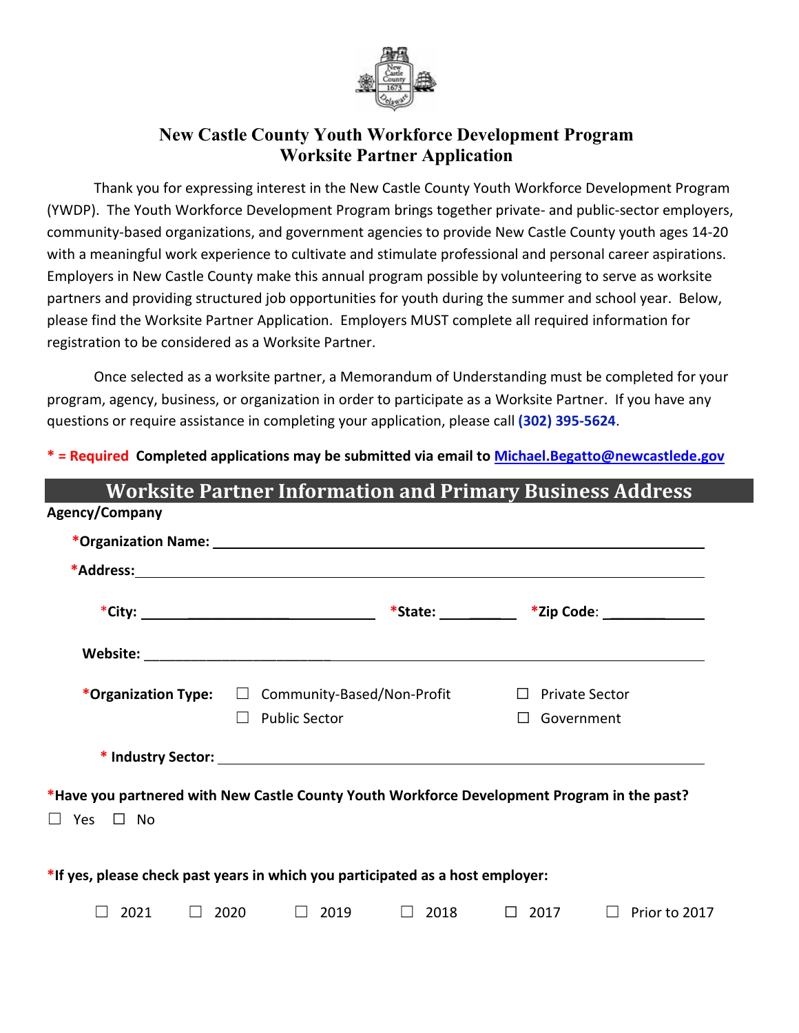# New Castle County Youth Workforce Development Program
# Worksite Partner Application

Thank you for expressing interest in the New Castle County Youth Workforce Development Program (YWDP). The Youth Workforce Development Program brings together private- and public-sector employers, community-based organizations, and government agencies to provide New Castle County youth ages 14-20 with a meaningful work experience to cultivate and stimulate professional and personal career aspirations. Employers in New Castle County make this annual program possible by volunteering to serve as worksite partners and providing structured job opportunities for youth during the summer and school year. Below, please find the Worksite Partner Application. Employers MUST complete all required information for registration to be considered as a Worksite Partner.

Once selected as a worksite partner, a Memorandum of Understanding must be completed for your program, agency, business, or organization in order to participate as a Worksite Partner. If you have any questions or require assistance in completing your application, please call **(302) 395-5624**.

**\* = Required** **Completed applications may be submitted via email to [Michael.Begatto@newcastlede.gov](mailto:Michael.Begatto@newcastlede.gov)**

## Worksite Partner Information and Primary Business Address

**Agency/Company**

**\*Organization Name:** ______________________________________________

**\*Address:** ______________________________________________

**\*City:** ______________________ **\*State:** ________ **\*Zip Code:** ____________

**Website:** ______________________________________________

**\*Organization Type:** ☐ Community-Based/Non-Profit ☐ Private Sector ☐ Public Sector ☐ Government

**\* Industry Sector:** ______________________________________________

**\*Have you partnered with New Castle County Youth Workforce Development Program in the past?**

☐ Yes ☐ No

**\*If yes, please check past years in which you participated as a host employer:**

☐ 2021 ☐ 2020 ☐ 2019 ☐ 2018 ☐ 2017 ☐ Prior to 2017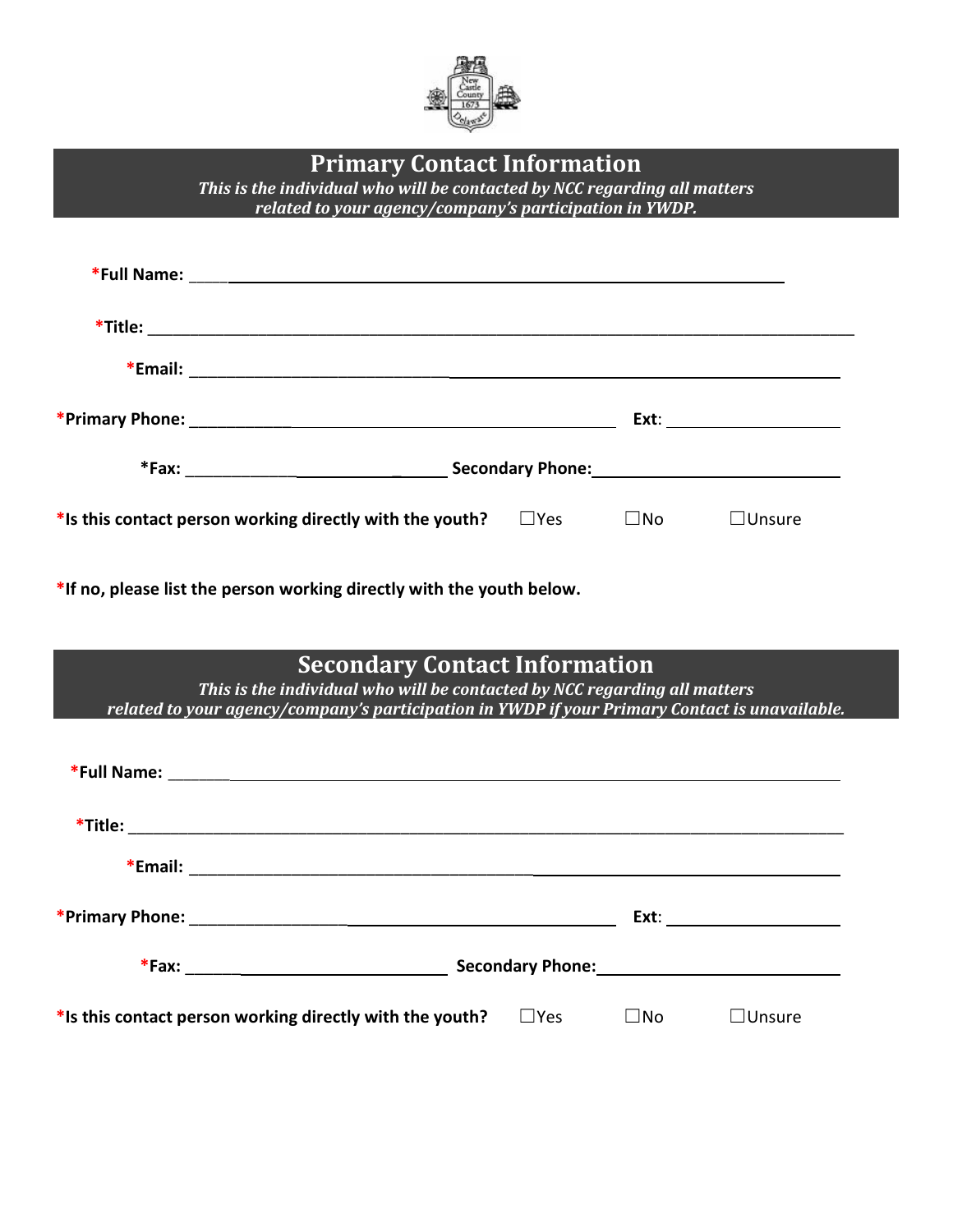## Primary Contact Information

*This is the individual who will be contacted by NCC regarding all matters related to your agency/company's participation in YWDP.*

**\*Full Name:** ______________________________________________

**\*Title:** ______________________________________________

**\*Email:** ______________________________________________

**\*Primary Phone:** ______________________________ **Ext:** ______________

**\*Fax:** ______________________ **Secondary Phone:** ______________________

**\*Is this contact person working directly with the youth?** ☐Yes ☐No ☐Unsure

**\*If no, please list the person working directly with the youth below.**

## Secondary Contact Information

*This is the individual who will be contacted by NCC regarding all matters related to your agency/company's participation in YWDP if your Primary Contact is unavailable.*

**\*Full Name:** ______________________________________________

**\*Title:** ______________________________________________

**\*Email:** ______________________________________________

**\*Primary Phone:** ______________________________ **Ext:** ______________

**\*Fax:** ______________________ **Secondary Phone:** ______________________

**\*Is this contact person working directly with the youth?** ☐Yes ☐No ☐Unsure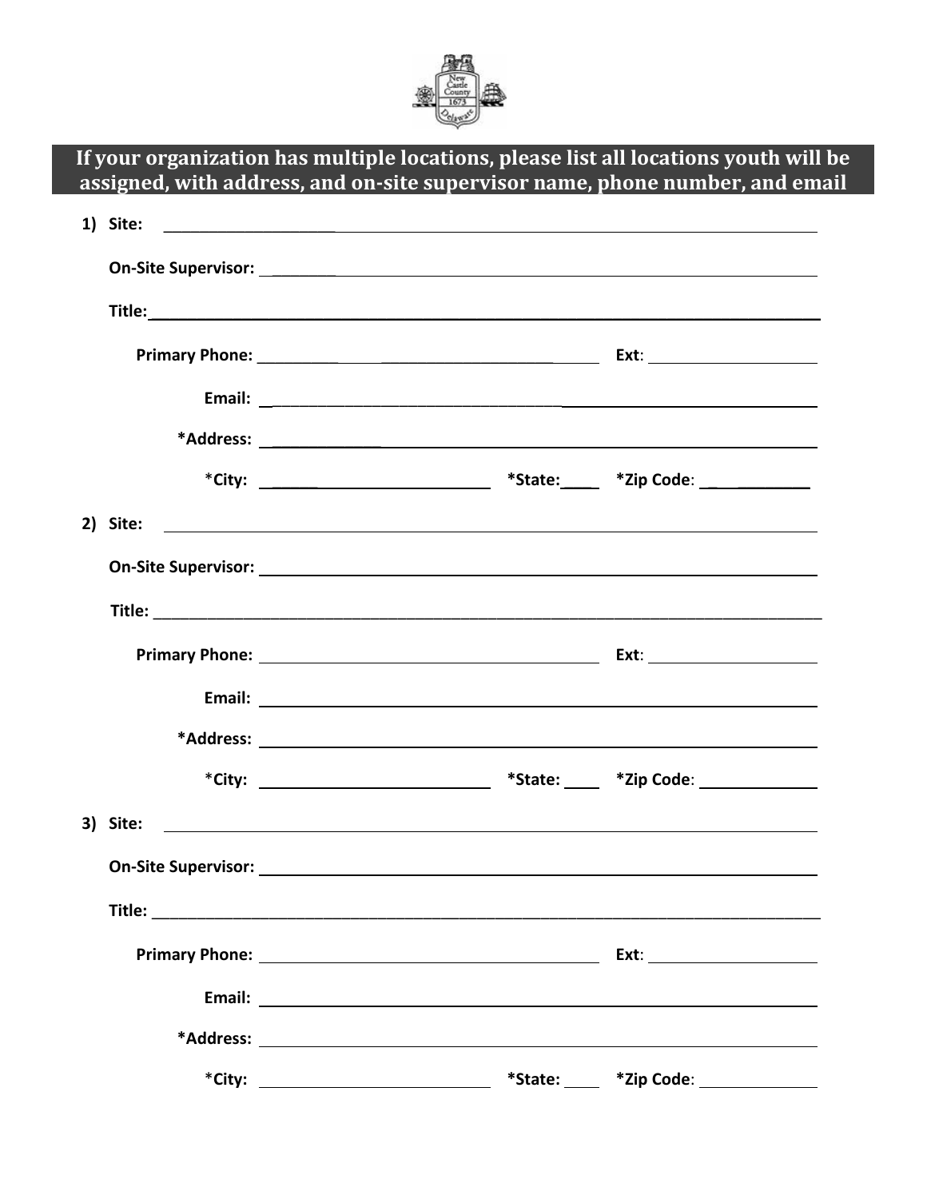## If your organization has multiple locations, please list all locations youth will be assigned, with address, and on-site supervisor name, phone number, and email

1) **Site:** ____________________

   **On-Site Supervisor:** ____________________

   **Title:** ____________________

   **Primary Phone:** ____________________ **Ext:** ____________________

   **Email:** ____________________

   ***Address:** ____________________

   ***City:** ____________________ ***State:** ____ ***Zip Code:** ____________

2) **Site:** ____________________

   **On-Site Supervisor:** ____________________

   **Title:** ____________________

   **Primary Phone:** ____________________ **Ext:** ____________________

   **Email:** ____________________

   ***Address:** ____________________

   ***City:** ____________________ ***State:** ____ ***Zip Code:** ____________

3) **Site:** ____________________

   **On-Site Supervisor:** ____________________

   **Title:** ____________________

   **Primary Phone:** ____________________ **Ext:** ____________________

   **Email:** ____________________

   ***Address:** ____________________

   ***City:** ____________________ ***State:** ____ ***Zip Code:** ____________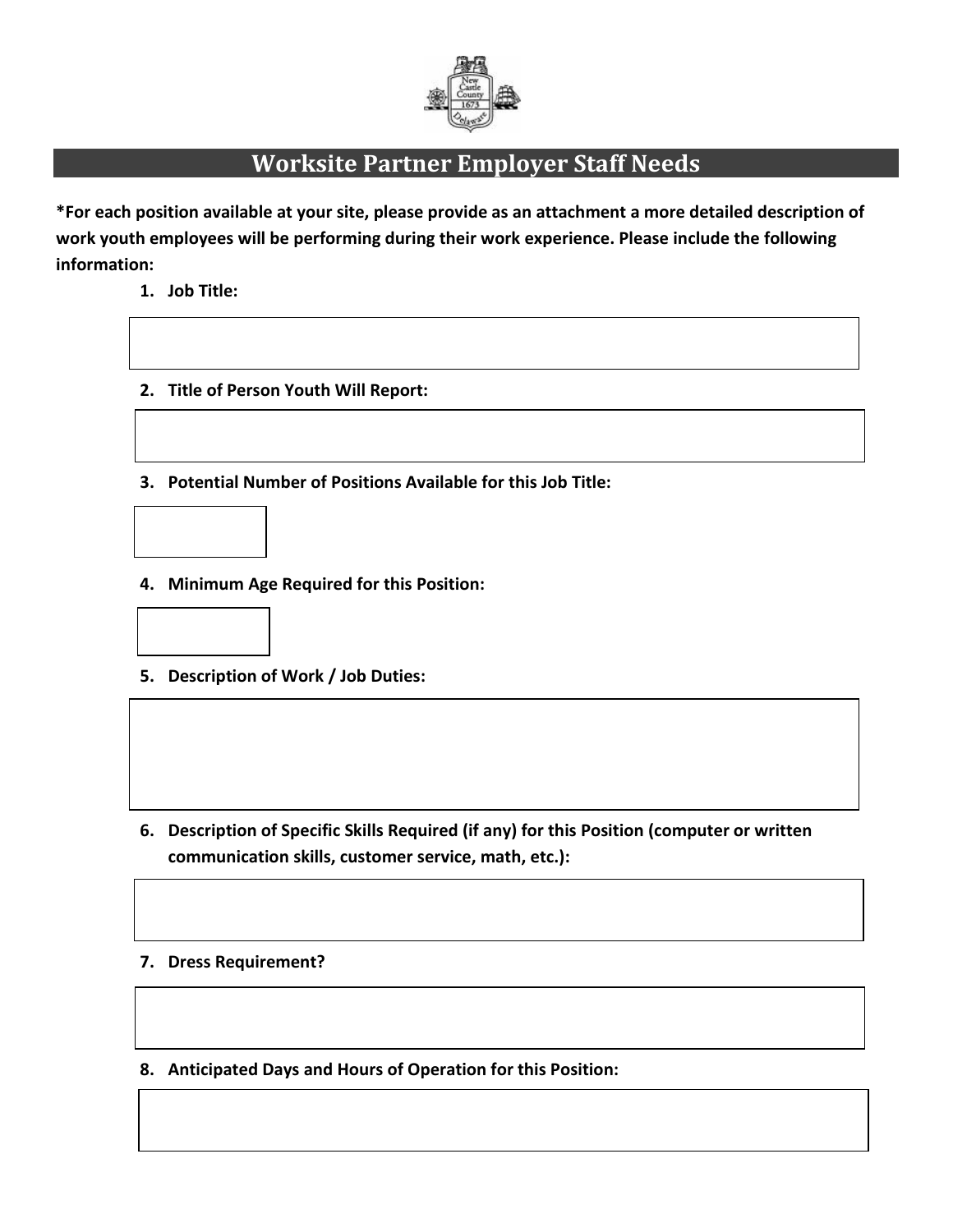# Worksite Partner Employer Staff Needs

**\*For each position available at your site, please provide as an attachment a more detailed description of work youth employees will be performing during their work experience. Please include the following information:**

1. **Job Title:**

2. **Title of Person Youth Will Report:**

3. **Potential Number of Positions Available for this Job Title:**

4. **Minimum Age Required for this Position:**

5. **Description of Work / Job Duties:**

6. **Description of Specific Skills Required (if any) for this Position (computer or written communication skills, customer service, math, etc.):**

7. **Dress Requirement?**

8. **Anticipated Days and Hours of Operation for this Position:**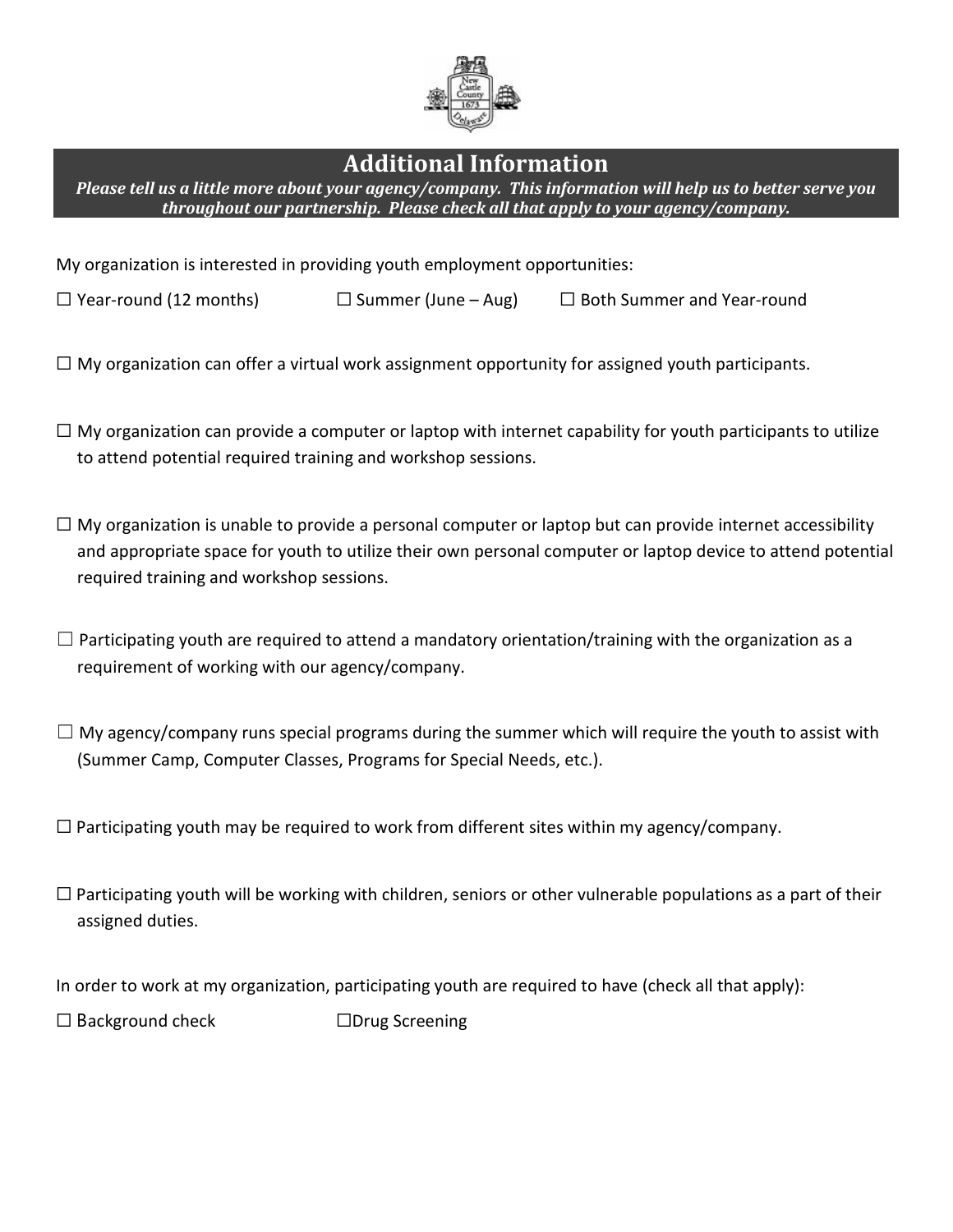## Additional Information

***Please tell us a little more about your agency/company. This information will help us to better serve you throughout our partnership. Please check all that apply to your agency/company.***

My organization is interested in providing youth employment opportunities:

☐ Year-round (12 months) ☐ Summer (June – Aug) ☐ Both Summer and Year-round

☐ My organization can offer a virtual work assignment opportunity for assigned youth participants.

☐ My organization can provide a computer or laptop with internet capability for youth participants to utilize to attend potential required training and workshop sessions.

☐ My organization is unable to provide a personal computer or laptop but can provide internet accessibility and appropriate space for youth to utilize their own personal computer or laptop device to attend potential required training and workshop sessions.

☐ Participating youth are required to attend a mandatory orientation/training with the organization as a requirement of working with our agency/company.

☐ My agency/company runs special programs during the summer which will require the youth to assist with (Summer Camp, Computer Classes, Programs for Special Needs, etc.).

☐ Participating youth may be required to work from different sites within my agency/company.

☐ Participating youth will be working with children, seniors or other vulnerable populations as a part of their assigned duties.

In order to work at my organization, participating youth are required to have (check all that apply):

☐ Background check ☐Drug Screening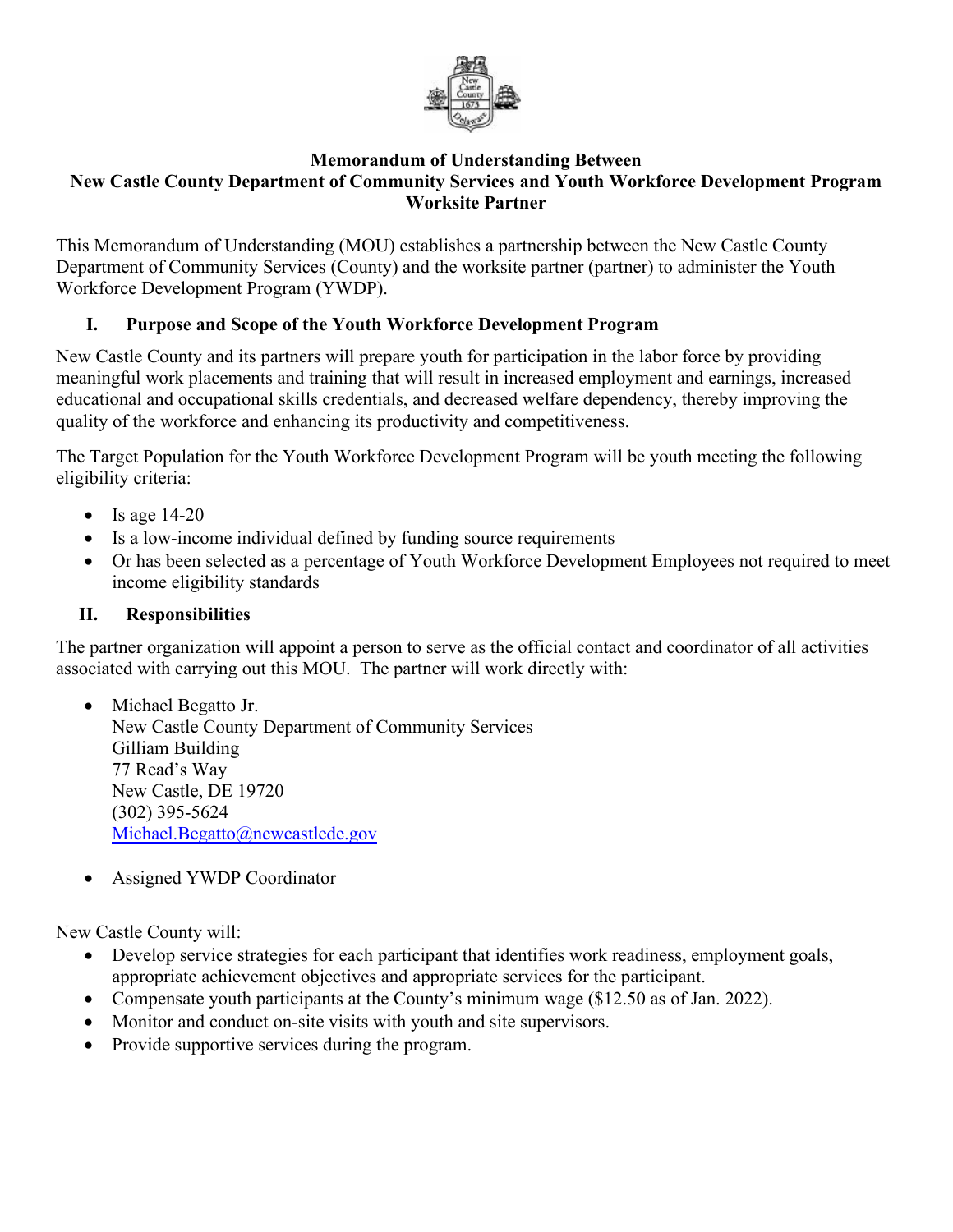**Memorandum of Understanding Between**
**New Castle County Department of Community Services and Youth Workforce Development Program Worksite Partner**

This Memorandum of Understanding (MOU) establishes a partnership between the New Castle County Department of Community Services (County) and the worksite partner (partner) to administer the Youth Workforce Development Program (YWDP).

## I. Purpose and Scope of the Youth Workforce Development Program

New Castle County and its partners will prepare youth for participation in the labor force by providing meaningful work placements and training that will result in increased employment and earnings, increased educational and occupational skills credentials, and decreased welfare dependency, thereby improving the quality of the workforce and enhancing its productivity and competitiveness.

The Target Population for the Youth Workforce Development Program will be youth meeting the following eligibility criteria:

- Is age 14-20
- Is a low-income individual defined by funding source requirements
- Or has been selected as a percentage of Youth Workforce Development Employees not required to meet income eligibility standards

## II. Responsibilities

The partner organization will appoint a person to serve as the official contact and coordinator of all activities associated with carrying out this MOU. The partner will work directly with:

- Michael Begatto Jr.
  New Castle County Department of Community Services
  Gilliam Building
  77 Read's Way
  New Castle, DE 19720
  (302) 395-5624
  Michael.Begatto@newcastlede.gov

- Assigned YWDP Coordinator

New Castle County will:

- Develop service strategies for each participant that identifies work readiness, employment goals, appropriate achievement objectives and appropriate services for the participant.
- Compensate youth participants at the County's minimum wage ($12.50 as of Jan. 2022).
- Monitor and conduct on-site visits with youth and site supervisors.
- Provide supportive services during the program.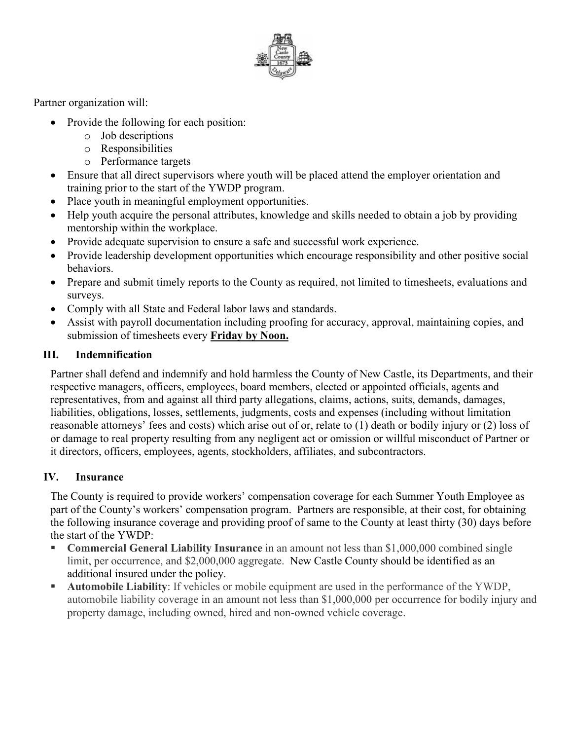Partner organization will:

- Provide the following for each position:
  - Job descriptions
  - Responsibilities
  - Performance targets
- Ensure that all direct supervisors where youth will be placed attend the employer orientation and training prior to the start of the YWDP program.
- Place youth in meaningful employment opportunities.
- Help youth acquire the personal attributes, knowledge and skills needed to obtain a job by providing mentorship within the workplace.
- Provide adequate supervision to ensure a safe and successful work experience.
- Provide leadership development opportunities which encourage responsibility and other positive social behaviors.
- Prepare and submit timely reports to the County as required, not limited to timesheets, evaluations and surveys.
- Comply with all State and Federal labor laws and standards.
- Assist with payroll documentation including proofing for accuracy, approval, maintaining copies, and submission of timesheets every **Friday by Noon.**

## III. Indemnification

Partner shall defend and indemnify and hold harmless the County of New Castle, its Departments, and their respective managers, officers, employees, board members, elected or appointed officials, agents and representatives, from and against all third party allegations, claims, actions, suits, demands, damages, liabilities, obligations, losses, settlements, judgments, costs and expenses (including without limitation reasonable attorneys' fees and costs) which arise out of or, relate to (1) death or bodily injury or (2) loss of or damage to real property resulting from any negligent act or omission or willful misconduct of Partner or it directors, officers, employees, agents, stockholders, affiliates, and subcontractors.

## IV. Insurance

The County is required to provide workers' compensation coverage for each Summer Youth Employee as part of the County's workers' compensation program. Partners are responsible, at their cost, for obtaining the following insurance coverage and providing proof of same to the County at least thirty (30) days before the start of the YWDP:

- **Commercial General Liability Insurance** in an amount not less than $1,000,000 combined single limit, per occurrence, and $2,000,000 aggregate. New Castle County should be identified as an additional insured under the policy.
- **Automobile Liability**: If vehicles or mobile equipment are used in the performance of the YWDP, automobile liability coverage in an amount not less than $1,000,000 per occurrence for bodily injury and property damage, including owned, hired and non-owned vehicle coverage.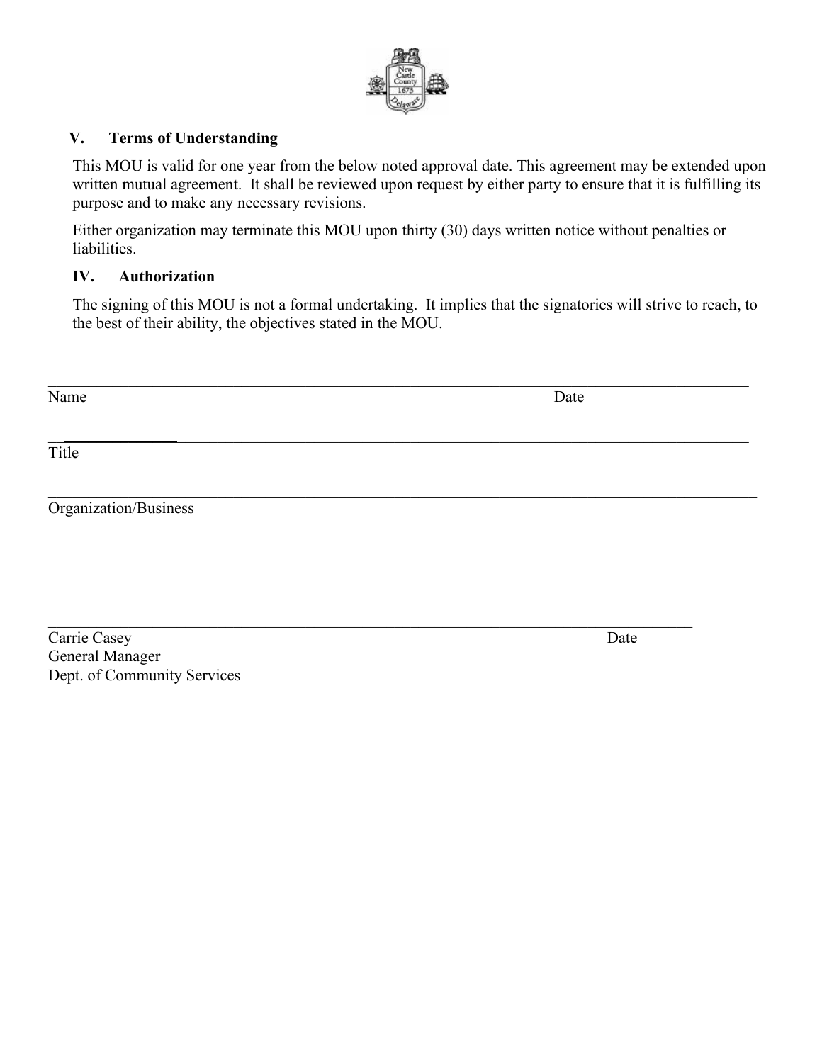### V. Terms of Understanding

This MOU is valid for one year from the below noted approval date. This agreement may be extended upon written mutual agreement. It shall be reviewed upon request by either party to ensure that it is fulfilling its purpose and to make any necessary revisions.

Either organization may terminate this MOU upon thirty (30) days written notice without penalties or liabilities.

### IV. Authorization

The signing of this MOU is not a formal undertaking. It implies that the signatories will strive to reach, to the best of their ability, the objectives stated in the MOU.

______________________________________________________________________

Name                                                                                                    Date

______________________________________________________________________

Title

______________________________________________________________________

Organization/Business

______________________________________________________________________

Carrie Casey                                                                                          Date
General Manager
Dept. of Community Services